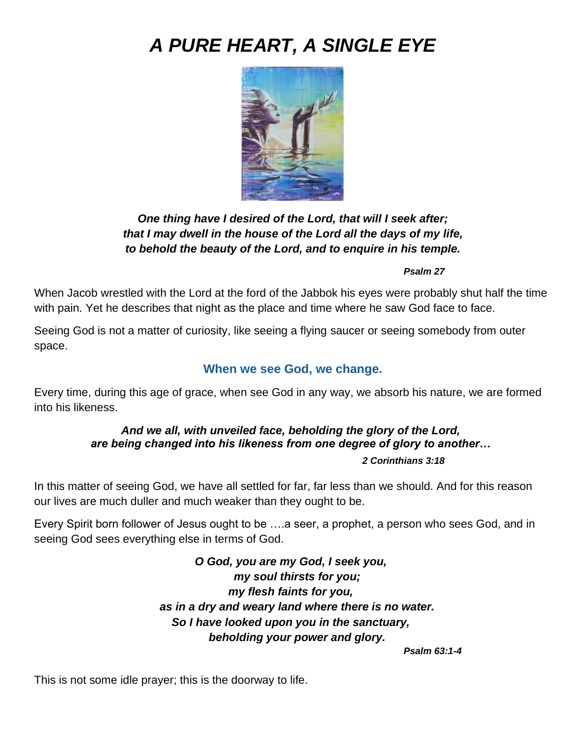// A PURE HEART, A SINGLE EYE

# *A PURE HEART, A SINGLE EYE*

***One thing have I desired of the Lord, that will I seek after;***
***that I may dwell in the house of the Lord all the days of my life,***
***to behold the beauty of the Lord, and to enquire in his temple.***

***Psalm 27***

When Jacob wrestled with the Lord at the ford of the Jabbok his eyes were probably shut half the time with pain. Yet he describes that night as the place and time where he saw God face to face.

Seeing God is not a matter of curiosity, like seeing a flying saucer or seeing somebody from outer space.

### When we see God, we change.

Every time, during this age of grace, when see God in any way, we absorb his nature, we are formed into his likeness.

***And we all, with unveiled face, beholding the glory of the Lord,***
***are being changed into his likeness from one degree of glory to another…***

***2 Corinthians 3:18***

In this matter of seeing God, we have all settled for far, far less than we should. And for this reason our lives are much duller and much weaker than they ought to be.

Every Spirit born follower of Jesus ought to be ….a seer, a prophet, a person who sees God, and in seeing God sees everything else in terms of God.

***O God, you are my God, I seek you,***
***my soul thirsts for you;***
***my flesh faints for you,***
***as in a dry and weary land where there is no water.***
***So I have looked upon you in the sanctuary,***
***beholding your power and glory.***

***Psalm 63:1-4***

This is not some idle prayer; this is the doorway to life.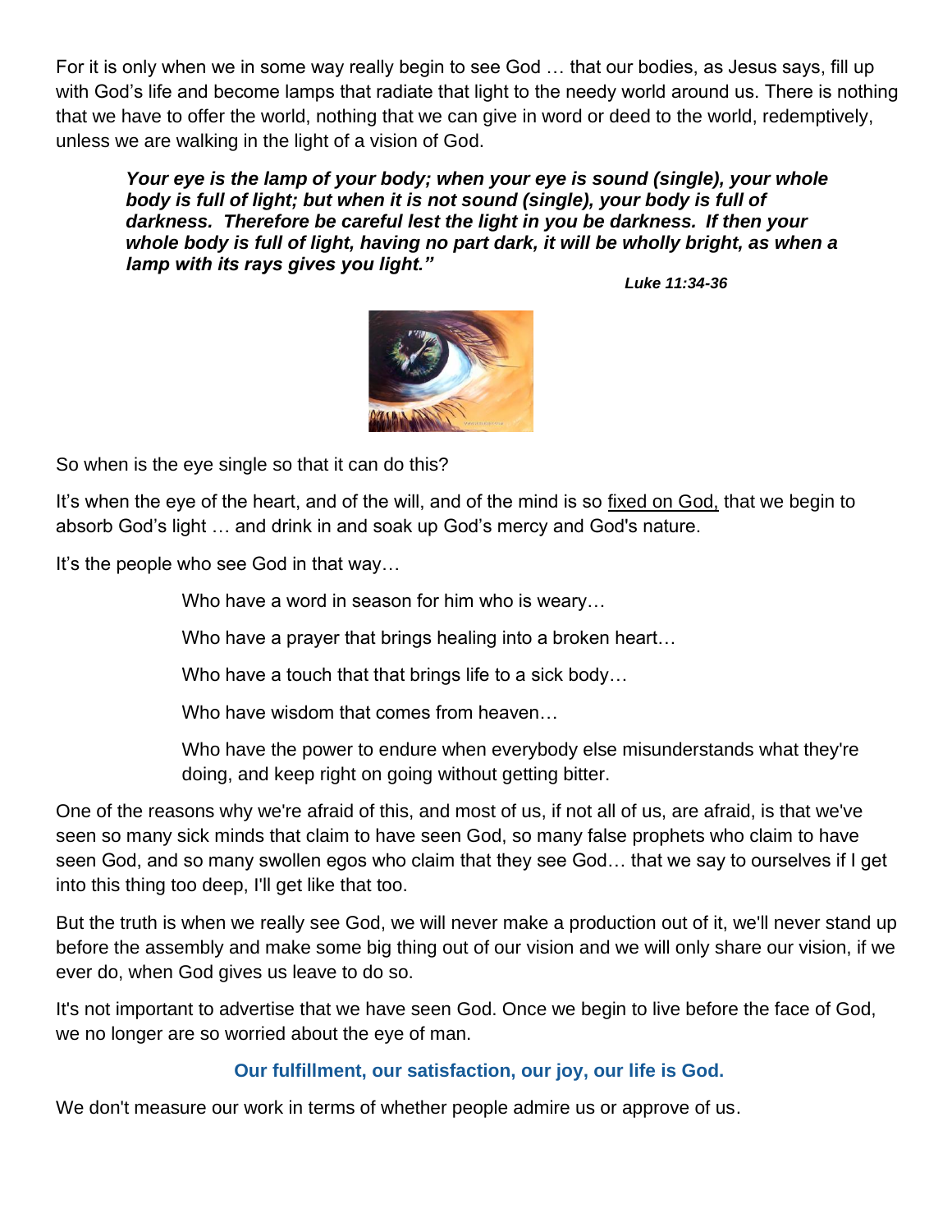For it is only when we in some way really begin to see God … that our bodies, as Jesus says, fill up with God's life and become lamps that radiate that light to the needy world around us. There is nothing that we have to offer the world, nothing that we can give in word or deed to the world, redemptively, unless we are walking in the light of a vision of God.

> ***Your eye is the lamp of your body; when your eye is sound (single), your whole body is full of light; but when it is not sound (single), your body is full of darkness. Therefore be careful lest the light in you be darkness. If then your whole body is full of light, having no part dark, it will be wholly bright, as when a lamp with its rays gives you light."***
>
> ***Luke 11:34-36***

So when is the eye single so that it can do this?

It's when the eye of the heart, and of the will, and of the mind is so fixed on God, that we begin to absorb God's light … and drink in and soak up God's mercy and God's nature.

It's the people who see God in that way…

> Who have a word in season for him who is weary…
>
> Who have a prayer that brings healing into a broken heart…
>
> Who have a touch that that brings life to a sick body…
>
> Who have wisdom that comes from heaven…
>
> Who have the power to endure when everybody else misunderstands what they're doing, and keep right on going without getting bitter.

One of the reasons why we're afraid of this, and most of us, if not all of us, are afraid, is that we've seen so many sick minds that claim to have seen God, so many false prophets who claim to have seen God, and so many swollen egos who claim that they see God… that we say to ourselves if I get into this thing too deep, I'll get like that too.

But the truth is when we really see God, we will never make a production out of it, we'll never stand up before the assembly and make some big thing out of our vision and we will only share our vision, if we ever do, when God gives us leave to do so.

It's not important to advertise that we have seen God. Once we begin to live before the face of God, we no longer are so worried about the eye of man.

**Our fulfillment, our satisfaction, our joy, our life is God.**

We don't measure our work in terms of whether people admire us or approve of us.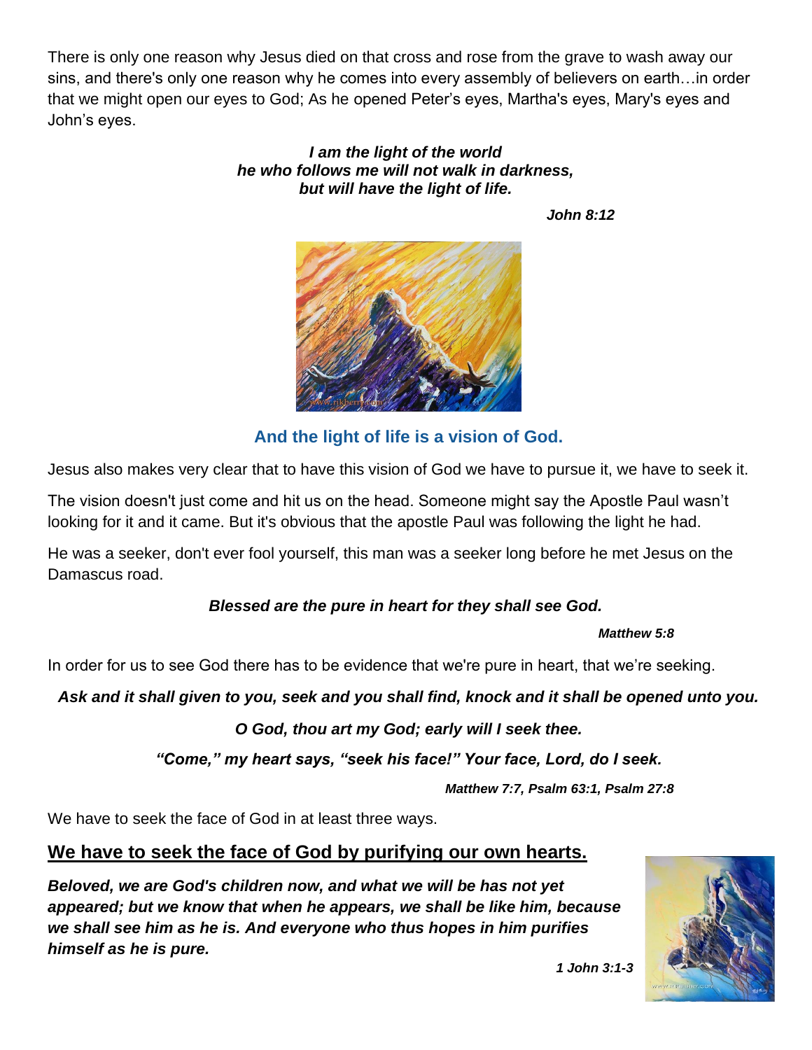There is only one reason why Jesus died on that cross and rose from the grave to wash away our sins, and there's only one reason why he comes into every assembly of believers on earth…in order that we might open our eyes to God; As he opened Peter's eyes, Martha's eyes, Mary's eyes and John's eyes.

***I am the light of the world***
***he who follows me will not walk in darkness,***
***but will have the light of life.***

***John 8:12***

**And the light of life is a vision of God.**

Jesus also makes very clear that to have this vision of God we have to pursue it, we have to seek it.

The vision doesn't just come and hit us on the head. Someone might say the Apostle Paul wasn't looking for it and it came. But it's obvious that the apostle Paul was following the light he had.

He was a seeker, don't ever fool yourself, this man was a seeker long before he met Jesus on the Damascus road.

***Blessed are the pure in heart for they shall see God.***

***Matthew 5:8***

In order for us to see God there has to be evidence that we're pure in heart, that we're seeking.

***Ask and it shall given to you, seek and you shall find, knock and it shall be opened unto you.***

***O God, thou art my God; early will I seek thee.***

***"Come," my heart says, "seek his face!" Your face, Lord, do I seek.***

***Matthew 7:7, Psalm 63:1, Psalm 27:8***

We have to seek the face of God in at least three ways.

## <u>We have to seek the face of God by purifying our own hearts.</u>

***Beloved, we are God's children now, and what we will be has not yet appeared; but we know that when he appears, we shall be like him, because we shall see him as he is. And everyone who thus hopes in him purifies himself as he is pure.***

***1 John 3:1-3***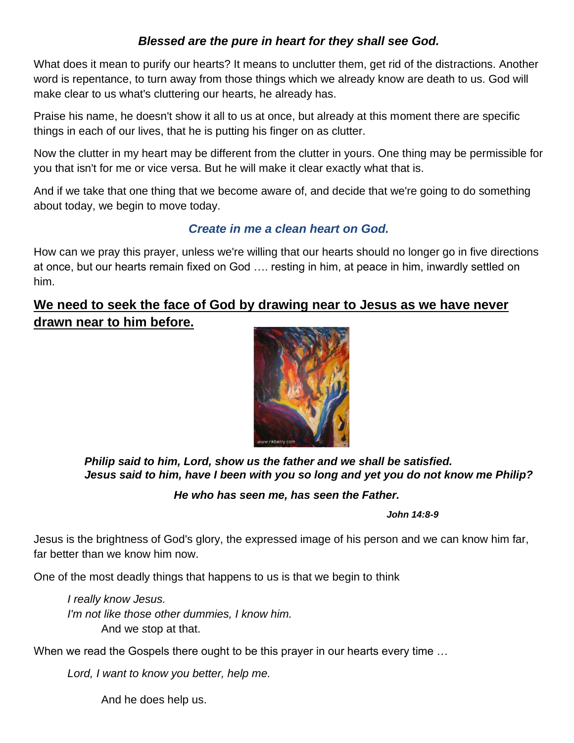***Blessed are the pure in heart for they shall see God.***

What does it mean to purify our hearts? It means to unclutter them, get rid of the distractions. Another word is repentance, to turn away from those things which we already know are death to us. God will make clear to us what's cluttering our hearts, he already has.

Praise his name, he doesn't show it all to us at once, but already at this moment there are specific things in each of our lives, that he is putting his finger on as clutter.

Now the clutter in my heart may be different from the clutter in yours. One thing may be permissible for you that isn't for me or vice versa. But he will make it clear exactly what that is.

And if we take that one thing that we become aware of, and decide that we're going to do something about today, we begin to move today.

***Create in me a clean heart on God.***

How can we pray this prayer, unless we're willing that our hearts should no longer go in five directions at once, but our hearts remain fixed on God …. resting in him, at peace in him, inwardly settled on him.

## We need to seek the face of God by drawing near to Jesus as we have never drawn near to him before.

***Philip said to him, Lord, show us the father and we shall be satisfied.***
***Jesus said to him, have I been with you so long and yet you do not know me Philip?***

***He who has seen me, has seen the Father.***

***John 14:8-9***

Jesus is the brightness of God's glory, the expressed image of his person and we can know him far, far better than we know him now.

One of the most deadly things that happens to us is that we begin to think

*I really know Jesus.*
*I'm not like those other dummies, I know him.*
And we stop at that.

When we read the Gospels there ought to be this prayer in our hearts every time …

*Lord, I want to know you better, help me.*

And he does help us.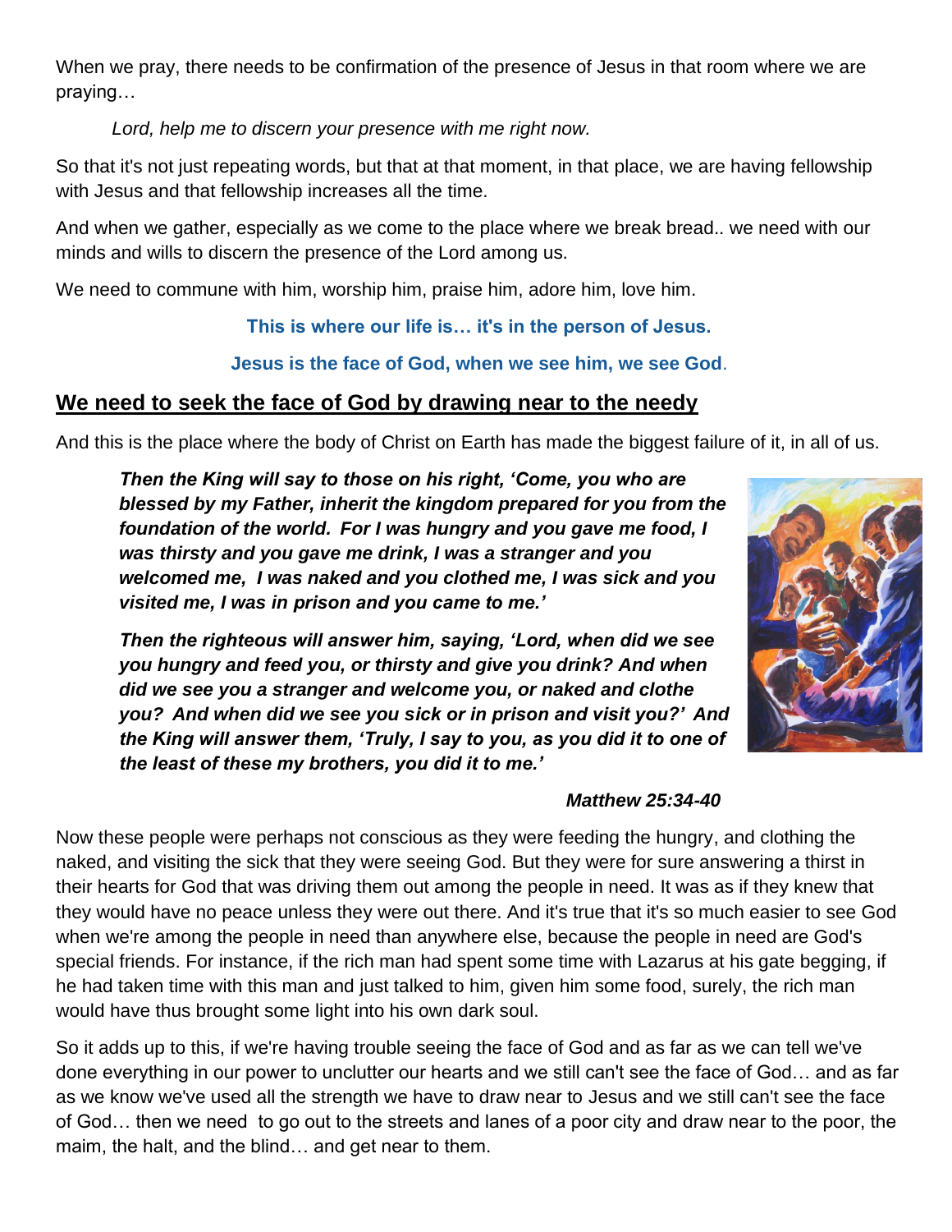When we pray, there needs to be confirmation of the presence of Jesus in that room where we are praying…

*Lord, help me to discern your presence with me right now.*

So that it's not just repeating words, but that at that moment, in that place, we are having fellowship with Jesus and that fellowship increases all the time.

And when we gather, especially as we come to the place where we break bread.. we need with our minds and wills to discern the presence of the Lord among us.

We need to commune with him, worship him, praise him, adore him, love him.

**This is where our life is… it's in the person of Jesus.**

**Jesus is the face of God, when we see him, we see God.**

## We need to seek the face of God by drawing near to the needy

And this is the place where the body of Christ on Earth has made the biggest failure of it, in all of us.

> ***Then the King will say to those on his right, 'Come, you who are blessed by my Father, inherit the kingdom prepared for you from the foundation of the world. For I was hungry and you gave me food, I was thirsty and you gave me drink, I was a stranger and you welcomed me, I was naked and you clothed me, I was sick and you visited me, I was in prison and you came to me.'***
>
> ***Then the righteous will answer him, saying, 'Lord, when did we see you hungry and feed you, or thirsty and give you drink? And when did we see you a stranger and welcome you, or naked and clothe you? And when did we see you sick or in prison and visit you?' And the King will answer them, 'Truly, I say to you, as you did it to one of the least of these my brothers, you did it to me.'***
>
> ***Matthew 25:34-40***

Now these people were perhaps not conscious as they were feeding the hungry, and clothing the naked, and visiting the sick that they were seeing God. But they were for sure answering a thirst in their hearts for God that was driving them out among the people in need. It was as if they knew that they would have no peace unless they were out there. And it's true that it's so much easier to see God when we're among the people in need than anywhere else, because the people in need are God's special friends. For instance, if the rich man had spent some time with Lazarus at his gate begging, if he had taken time with this man and just talked to him, given him some food, surely, the rich man would have thus brought some light into his own dark soul.

So it adds up to this, if we're having trouble seeing the face of God and as far as we can tell we've done everything in our power to unclutter our hearts and we still can't see the face of God… and as far as we know we've used all the strength we have to draw near to Jesus and we still can't see the face of God… then we need to go out to the streets and lanes of a poor city and draw near to the poor, the maim, the halt, and the blind… and get near to them.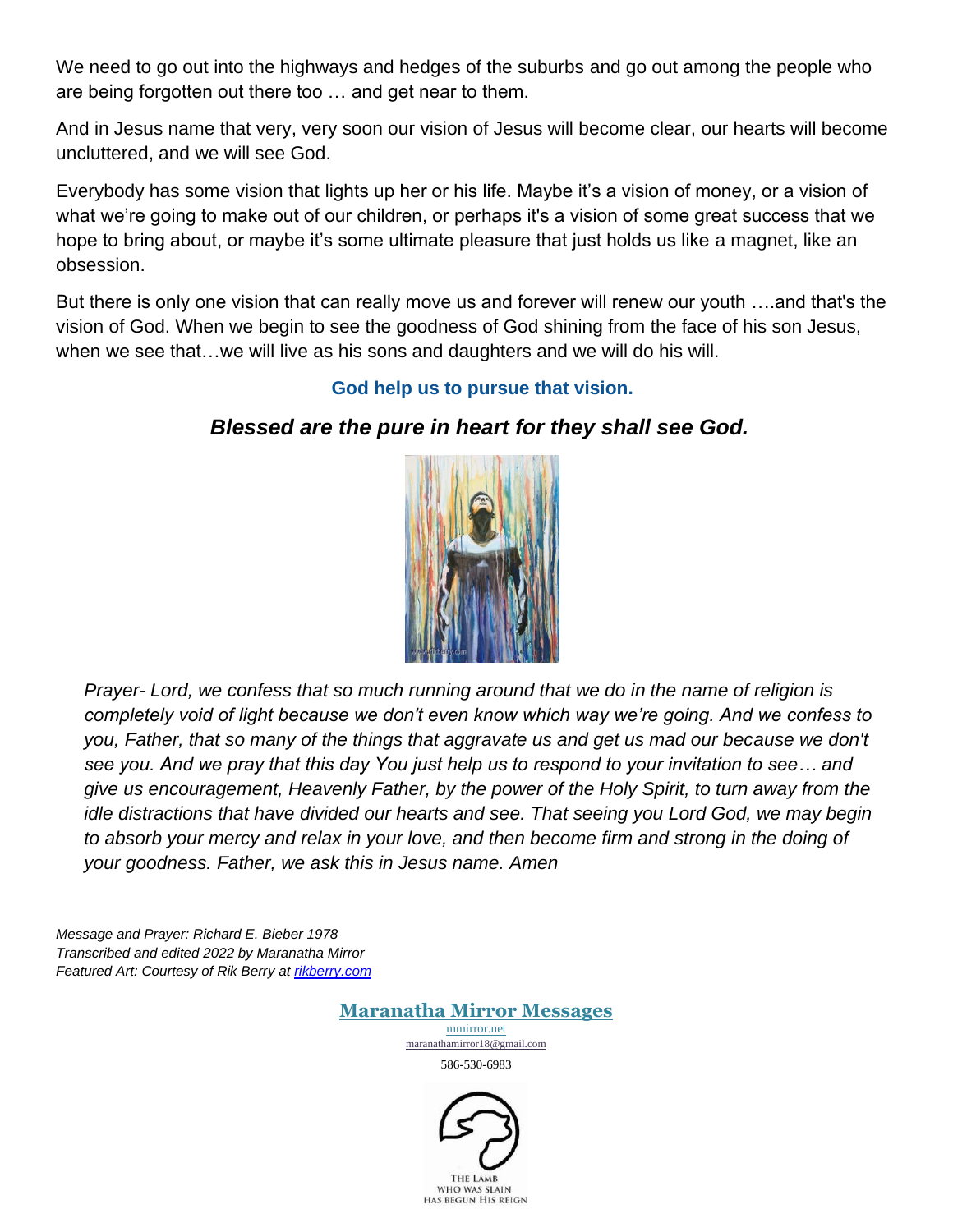We need to go out into the highways and hedges of the suburbs and go out among the people who are being forgotten out there too … and get near to them.

And in Jesus name that very, very soon our vision of Jesus will become clear, our hearts will become uncluttered, and we will see God.

Everybody has some vision that lights up her or his life. Maybe it's a vision of money, or a vision of what we're going to make out of our children, or perhaps it's a vision of some great success that we hope to bring about, or maybe it's some ultimate pleasure that just holds us like a magnet, like an obsession.

But there is only one vision that can really move us and forever will renew our youth ….and that's the vision of God. When we begin to see the goodness of God shining from the face of his son Jesus, when we see that…we will live as his sons and daughters and we will do his will.

**God help us to pursue that vision.**

***Blessed are the pure in heart for they shall see God.***

*Prayer- Lord, we confess that so much running around that we do in the name of religion is completely void of light because we don't even know which way we're going. And we confess to you, Father, that so many of the things that aggravate us and get us mad our because we don't see you. And we pray that this day You just help us to respond to your invitation to see… and give us encouragement, Heavenly Father, by the power of the Holy Spirit, to turn away from the idle distractions that have divided our hearts and see. That seeing you Lord God, we may begin to absorb your mercy and relax in your love, and then become firm and strong in the doing of your goodness. Father, we ask this in Jesus name. Amen*

*Message and Prayer: Richard E. Bieber 1978*
*Transcribed and edited 2022 by Maranatha Mirror*
*Featured Art: Courtesy of Rik Berry at [rikberry.com](rikberry.com)*

**Maranatha Mirror Messages**

mmirror.net

maranathamirror18@gmail.com

586-530-6983

THE LAMB WHO WAS SLAIN HAS BEGUN HIS REIGN